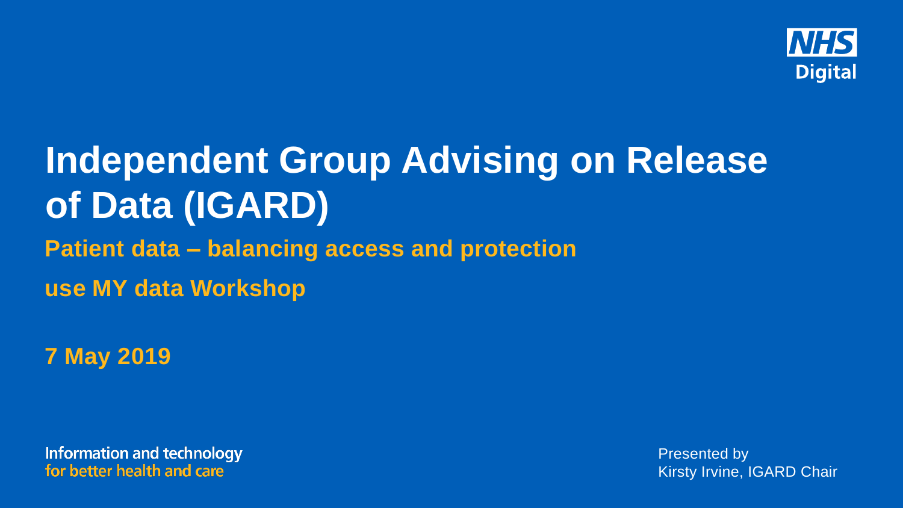NHS Digital

# Independent Group Advising on Release of Data (IGARD)

**Patient data – balancing access and protection**

**use MY data Workshop**

**7 May 2019**

Information and technology
for better health and care

Presented by
Kirsty Irvine, IGARD Chair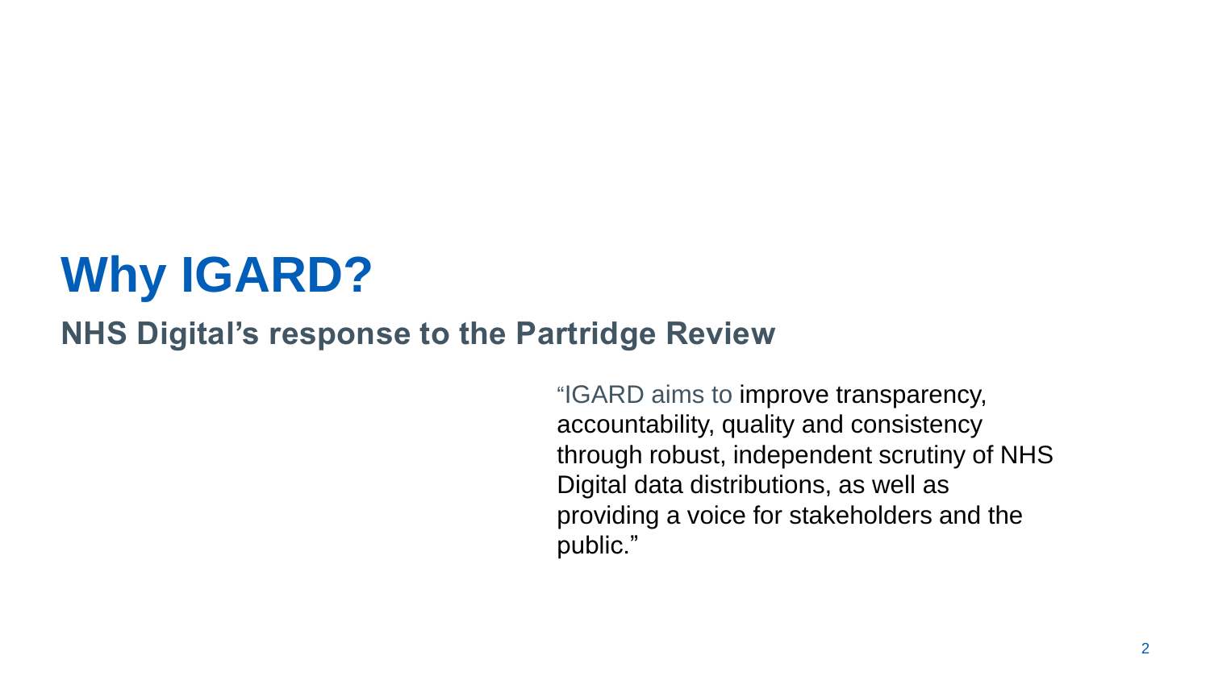# Why IGARD?

## NHS Digital's response to the Partridge Review

"IGARD aims to improve transparency, accountability, quality and consistency through robust, independent scrutiny of NHS Digital data distributions, as well as providing a voice for stakeholders and the public."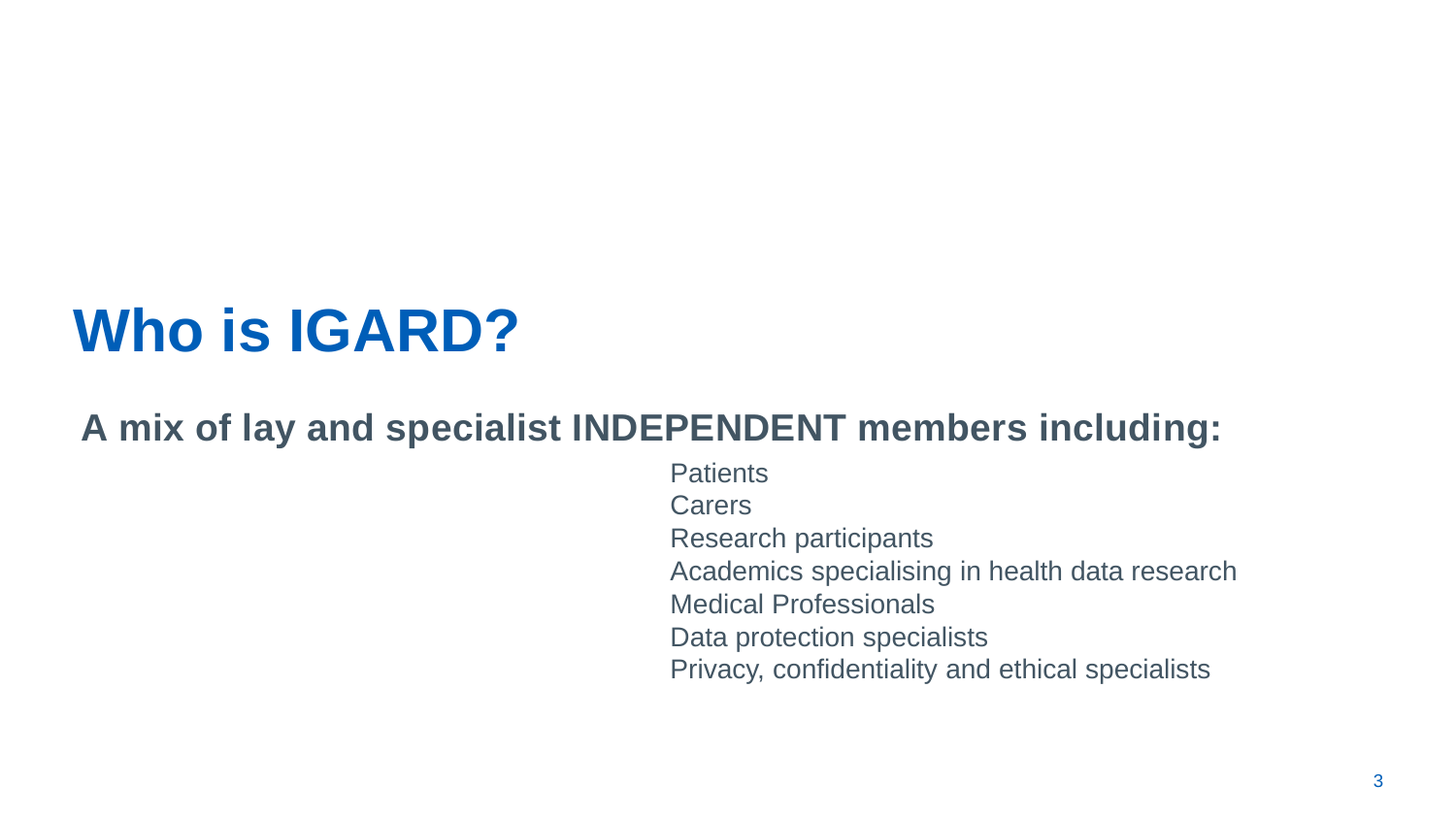# Who is IGARD?

**A mix of lay and specialist INDEPENDENT members including:**

- Patients
- Carers
- Research participants
- Academics specialising in health data research
- Medical Professionals
- Data protection specialists
- Privacy, confidentiality and ethical specialists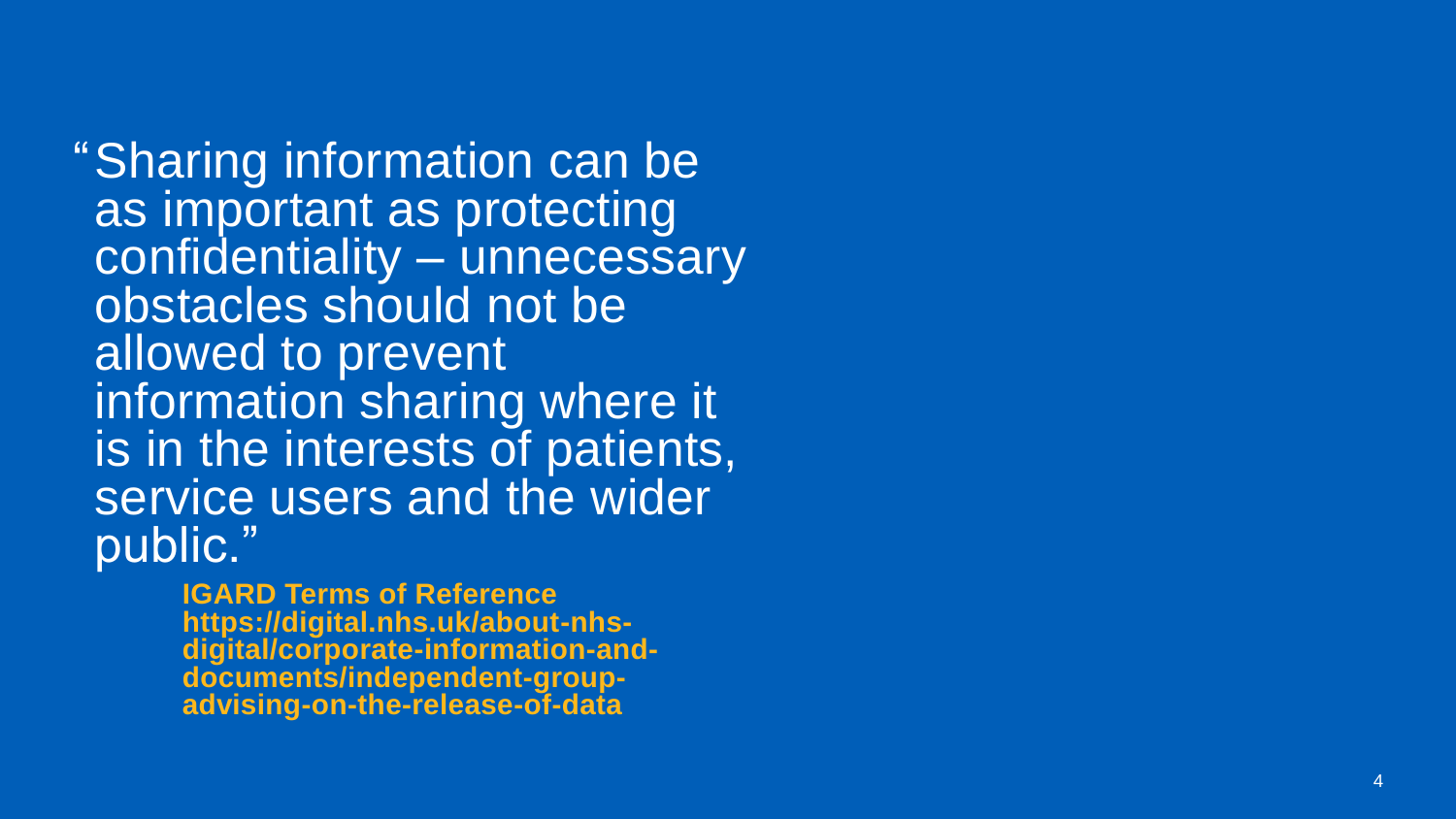"Sharing information can be as important as protecting confidentiality – unnecessary obstacles should not be allowed to prevent information sharing where it is in the interests of patients, service users and the wider public."

**IGARD Terms of Reference**
**https://digital.nhs.uk/about-nhs-digital/corporate-information-and-documents/independent-group-advising-on-the-release-of-data**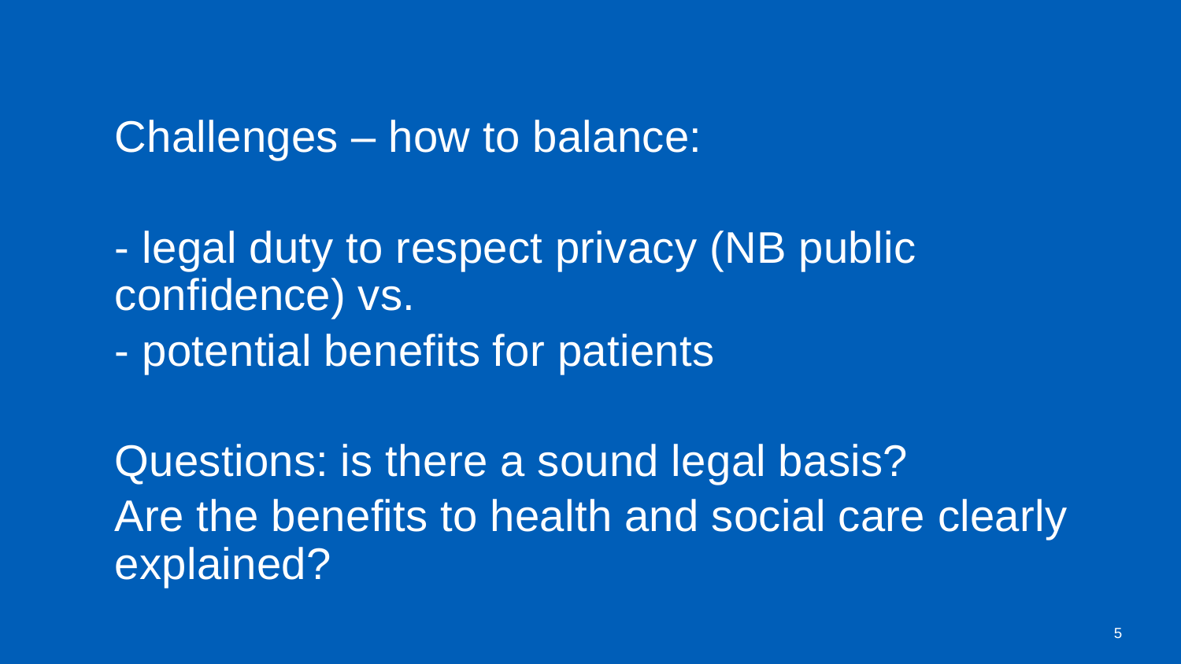Challenges – how to balance:

- legal duty to respect privacy (NB public confidence) vs.
- potential benefits for patients

Questions: is there a sound legal basis?
Are the benefits to health and social care clearly explained?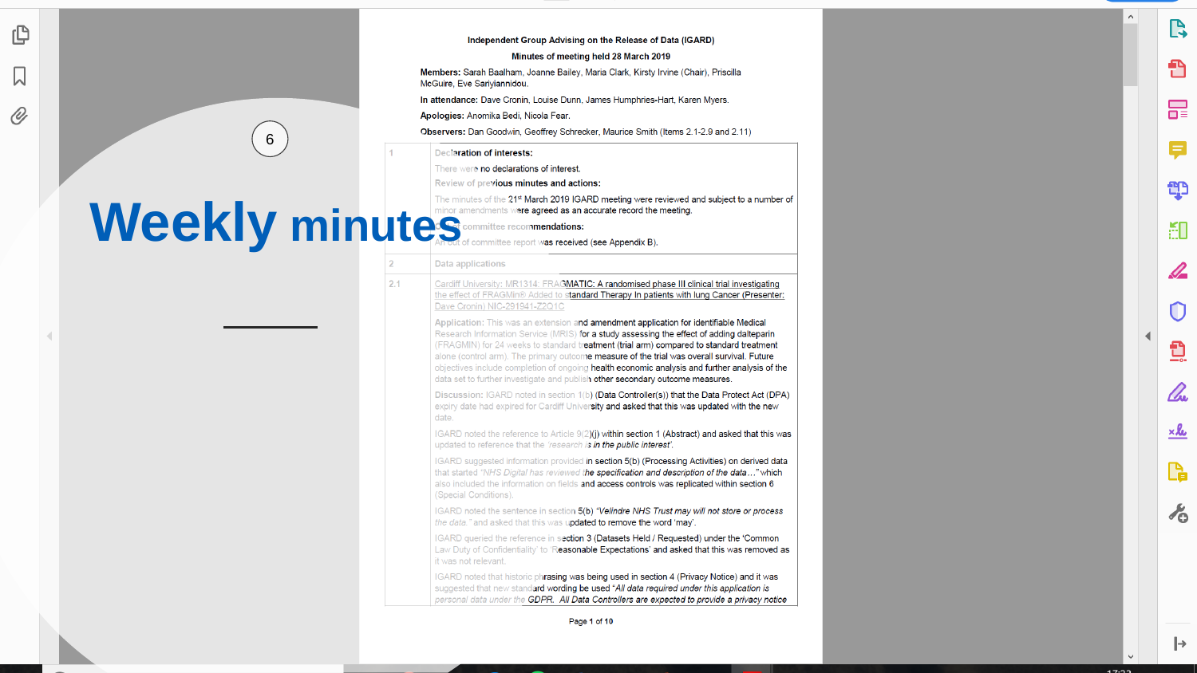# Weekly minutes

**Independent Group Advising on the Release of Data (IGARD)**

**Minutes of meeting held 28 March 2019**

**Members:** Sarah Baalham, Joanne Bailey, Maria Clark, Kirsty Irvine (Chair), Priscilla McGuire, Eve Sariyiannidou.

**In attendance:** Dave Cronin, Louise Dunn, James Humphries-Hart, Karen Myers.

**Apologies:** Anomika Bedi, Nicola Fear.

**Observers:** Dan Goodwin, Geoffrey Schrecker, Maurice Smith (Items 2.1-2.9 and 2.11)

| | |
|---|---|
| 1 | **Declaration of interests:**<br><br>There were no declarations of interest.<br><br>**Review of previous minutes and actions:**<br><br>The minutes of the 21st March 2019 IGARD meeting were reviewed and subject to a number of minor amendments were agreed as an accurate record the meeting.<br><br>**Out of committee recommendations:**<br><br>An out of committee report was received (see Appendix B). |
| 2 | Data applications |
| 2.1 | Cardiff University: MR1314: FRAGMATIC: A randomised phase III clinical trial investigating the effect of FRAGMin® Added to standard Therapy In patients with lung Cancer (Presenter: Dave Cronin) NIC-291941-Z2Q1C<br><br>**Application:** This was an extension and amendment application for identifiable Medical Research Information Service (MRIS) for a study assessing the effect of adding dalteparin (FRAGMIN) for 24 weeks to standard treatment (trial arm) compared to standard treatment alone (control arm). The primary outcome measure of the trial was overall survival. Future objectives include completion of ongoing health economic analysis and further analysis of the data set to further investigate and publish other secondary outcome measures.<br><br>**Discussion:** IGARD noted in section 1(b) (Data Controller(s)) that the Data Protect Act (DPA) expiry date had expired for Cardiff University and asked that this was updated with the new date.<br><br>IGARD noted the reference to Article 9(2)(j) within section 1 (Abstract) and asked that this was updated to reference that the *'research is in the public interest'*.<br><br>IGARD suggested information provided in section 5(b) (Processing Activities) on derived data that started *"NHS Digital has reviewed the specification and description of the data…"* which also included the information on fields and access controls was replicated within section 6 (Special Conditions).<br><br>IGARD noted the sentence in section 5(b) *"Velindre NHS Trust may will not store or process the data."* and asked that this was updated to remove the word 'may'.<br><br>IGARD queried the reference in section 3 (Datasets Held / Requested) under the 'Common Law Duty of Confidentiality' to 'Reasonable Expectations' and asked that this was removed as it was not relevant.<br><br>IGARD noted that historic phrasing was being used in section 4 (Privacy Notice) and it was suggested that new standard wording be used *"All data required under this application is personal data under the GDPR. All Data Controllers are expected to provide a privacy notice* |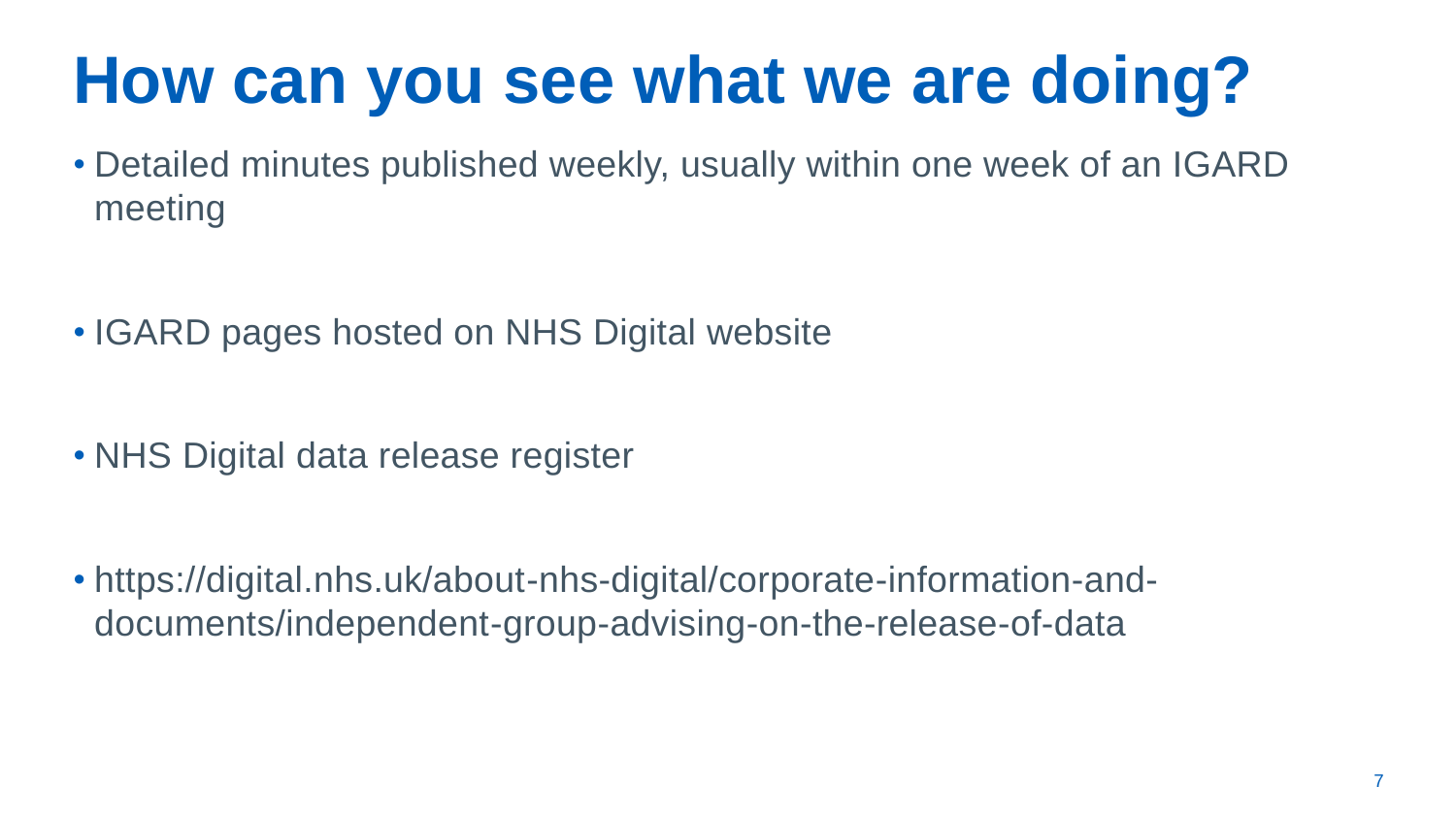# How can you see what we are doing?

- Detailed minutes published weekly, usually within one week of an IGARD meeting
- IGARD pages hosted on NHS Digital website
- NHS Digital data release register
- https://digital.nhs.uk/about-nhs-digital/corporate-information-and-documents/independent-group-advising-on-the-release-of-data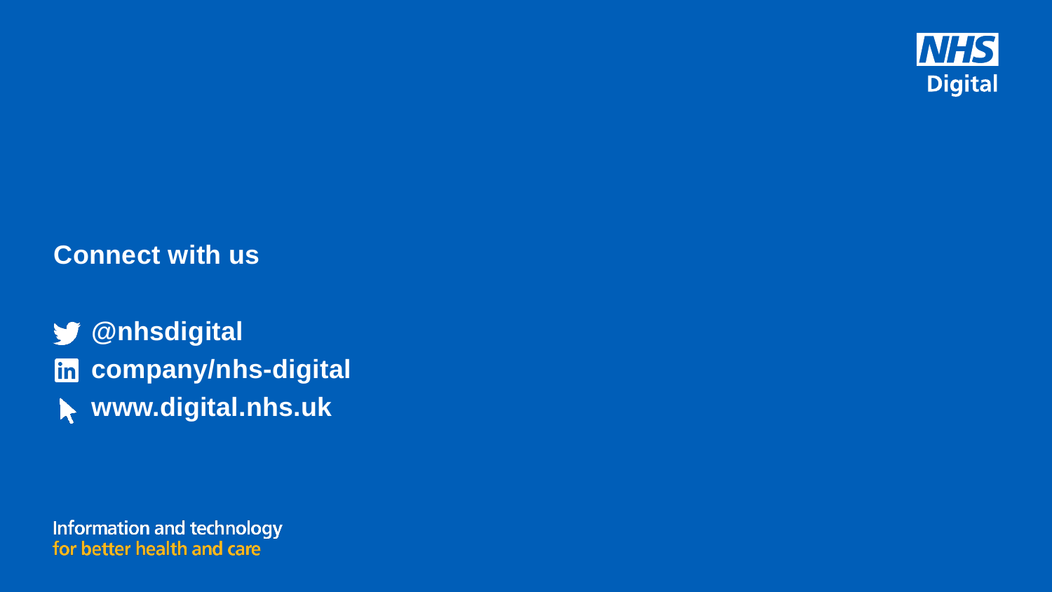NHS Digital

## Connect with us

- @nhsdigital
- company/nhs-digital
- www.digital.nhs.uk

Information and technology
for better health and care